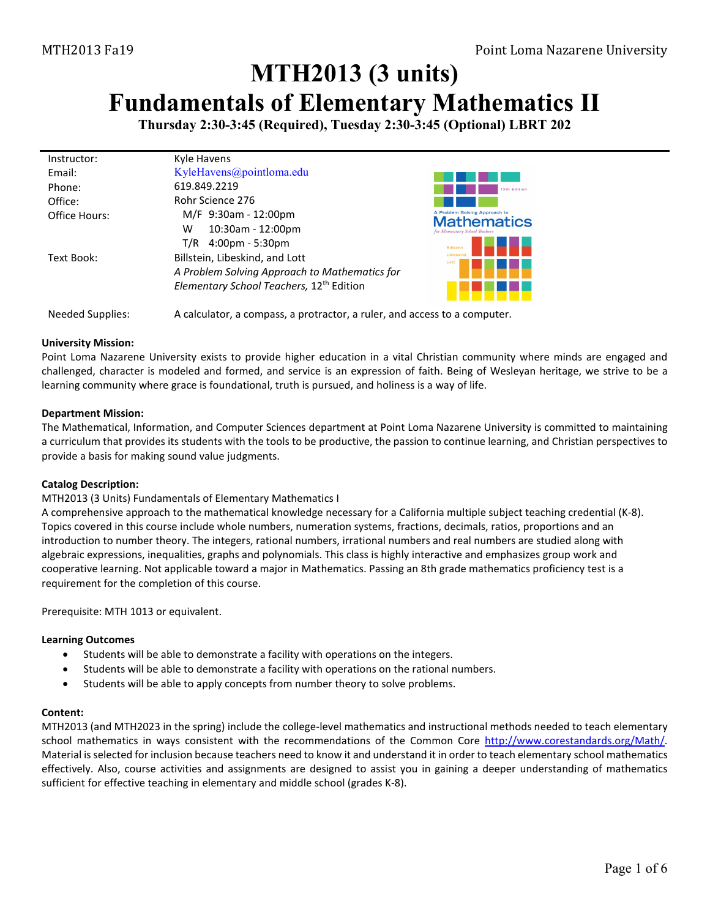# MTH2013 (3 units)

# Fundamentals of Elementary Mathematics II

**Thursday 2:30-3:45 (Required), Tuesday 2:30-3:45 (Optional) LBRT 202**

| | |
|---|---|
| Instructor: | Kyle Havens |
| Email: | KyleHavens@pointloma.edu |
| Phone: | 619.849.2219 |
| Office: | Rohr Science 276 |
| Office Hours: | M/F 9:30am - 12:00pm<br>W 10:30am - 12:00pm<br>T/R 4:00pm - 5:30pm |
| Text Book: | Billstein, Libeskind, and Lott<br>*A Problem Solving Approach to Mathematics for Elementary School Teachers,* 12th Edition |
| Needed Supplies: | A calculator, a compass, a protractor, a ruler, and access to a computer. |

**University Mission:**

Point Loma Nazarene University exists to provide higher education in a vital Christian community where minds are engaged and challenged, character is modeled and formed, and service is an expression of faith. Being of Wesleyan heritage, we strive to be a learning community where grace is foundational, truth is pursued, and holiness is a way of life.

**Department Mission:**

The Mathematical, Information, and Computer Sciences department at Point Loma Nazarene University is committed to maintaining a curriculum that provides its students with the tools to be productive, the passion to continue learning, and Christian perspectives to provide a basis for making sound value judgments.

**Catalog Description:**

MTH2013 (3 Units) Fundamentals of Elementary Mathematics I

A comprehensive approach to the mathematical knowledge necessary for a California multiple subject teaching credential (K-8). Topics covered in this course include whole numbers, numeration systems, fractions, decimals, ratios, proportions and an introduction to number theory. The integers, rational numbers, irrational numbers and real numbers are studied along with algebraic expressions, inequalities, graphs and polynomials. This class is highly interactive and emphasizes group work and cooperative learning. Not applicable toward a major in Mathematics. Passing an 8th grade mathematics proficiency test is a requirement for the completion of this course.

Prerequisite: MTH 1013 or equivalent.

**Learning Outcomes**

- Students will be able to demonstrate a facility with operations on the integers.
- Students will be able to demonstrate a facility with operations on the rational numbers.
- Students will be able to apply concepts from number theory to solve problems.

**Content:**

MTH2013 (and MTH2023 in the spring) include the college-level mathematics and instructional methods needed to teach elementary school mathematics in ways consistent with the recommendations of the Common Core http://www.corestandards.org/Math/. Material is selected for inclusion because teachers need to know it and understand it in order to teach elementary school mathematics effectively. Also, course activities and assignments are designed to assist you in gaining a deeper understanding of mathematics sufficient for effective teaching in elementary and middle school (grades K-8).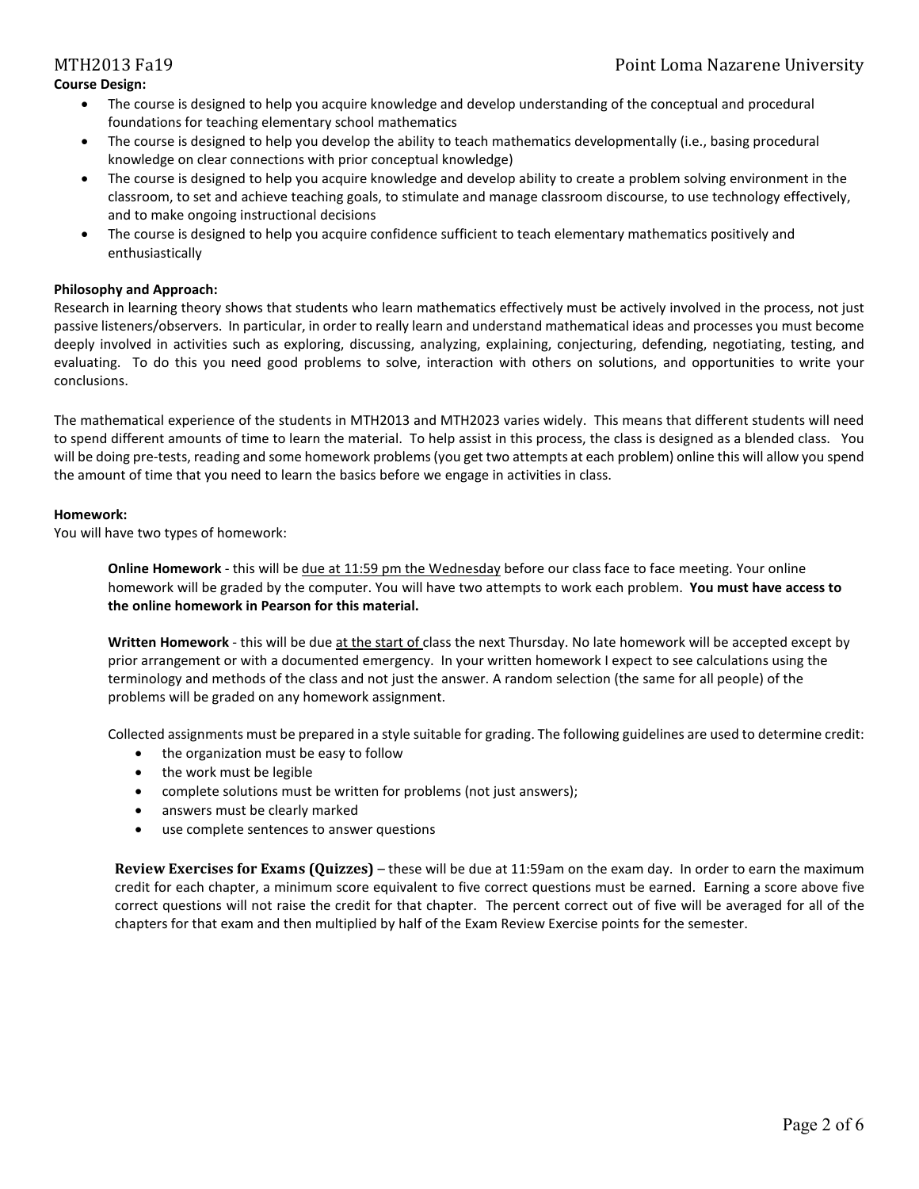**Course Design:**

- The course is designed to help you acquire knowledge and develop understanding of the conceptual and procedural foundations for teaching elementary school mathematics
- The course is designed to help you develop the ability to teach mathematics developmentally (i.e., basing procedural knowledge on clear connections with prior conceptual knowledge)
- The course is designed to help you acquire knowledge and develop ability to create a problem solving environment in the classroom, to set and achieve teaching goals, to stimulate and manage classroom discourse, to use technology effectively, and to make ongoing instructional decisions
- The course is designed to help you acquire confidence sufficient to teach elementary mathematics positively and enthusiastically

**Philosophy and Approach:**

Research in learning theory shows that students who learn mathematics effectively must be actively involved in the process, not just passive listeners/observers. In particular, in order to really learn and understand mathematical ideas and processes you must become deeply involved in activities such as exploring, discussing, analyzing, explaining, conjecturing, defending, negotiating, testing, and evaluating. To do this you need good problems to solve, interaction with others on solutions, and opportunities to write your conclusions.

The mathematical experience of the students in MTH2013 and MTH2023 varies widely. This means that different students will need to spend different amounts of time to learn the material. To help assist in this process, the class is designed as a blended class. You will be doing pre-tests, reading and some homework problems (you get two attempts at each problem) online this will allow you spend the amount of time that you need to learn the basics before we engage in activities in class.

**Homework:**

You will have two types of homework:

**Online Homework** - this will be due at 11:59 pm the Wednesday before our class face to face meeting. Your online homework will be graded by the computer. You will have two attempts to work each problem. **You must have access to the online homework in Pearson for this material.**

**Written Homework** - this will be due at the start of class the next Thursday. No late homework will be accepted except by prior arrangement or with a documented emergency. In your written homework I expect to see calculations using the terminology and methods of the class and not just the answer. A random selection (the same for all people) of the problems will be graded on any homework assignment.

Collected assignments must be prepared in a style suitable for grading. The following guidelines are used to determine credit:

- the organization must be easy to follow
- the work must be legible
- complete solutions must be written for problems (not just answers);
- answers must be clearly marked
- use complete sentences to answer questions

**Review Exercises for Exams (Quizzes)** – these will be due at 11:59am on the exam day. In order to earn the maximum credit for each chapter, a minimum score equivalent to five correct questions must be earned. Earning a score above five correct questions will not raise the credit for that chapter. The percent correct out of five will be averaged for all of the chapters for that exam and then multiplied by half of the Exam Review Exercise points for the semester.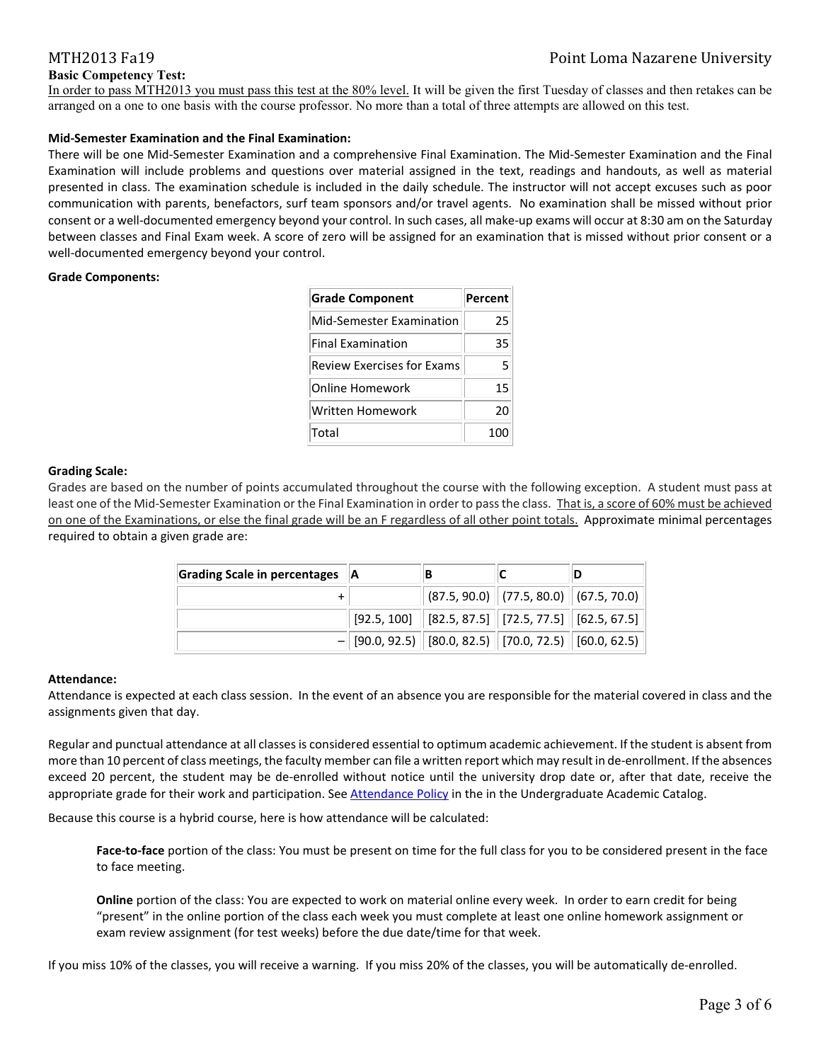**Basic Competency Test:**

<u>In order to pass MTH2013 you must pass this test at the 80% level.</u> It will be given the first Tuesday of classes and then retakes can be arranged on a one to one basis with the course professor. No more than a total of three attempts are allowed on this test.

**Mid-Semester Examination and the Final Examination:**

There will be one Mid-Semester Examination and a comprehensive Final Examination. The Mid-Semester Examination and the Final Examination will include problems and questions over material assigned in the text, readings and handouts, as well as material presented in class. The examination schedule is included in the daily schedule. The instructor will not accept excuses such as poor communication with parents, benefactors, surf team sponsors and/or travel agents. No examination shall be missed without prior consent or a well-documented emergency beyond your control. In such cases, all make-up exams will occur at 8:30 am on the Saturday between classes and Final Exam week. A score of zero will be assigned for an examination that is missed without prior consent or a well-documented emergency beyond your control.

**Grade Components:**

| Grade Component | Percent |
|---|---|
| Mid-Semester Examination | 25 |
| Final Examination | 35 |
| Review Exercises for Exams | 5 |
| Online Homework | 15 |
| Written Homework | 20 |
| Total | 100 |

**Grading Scale:**

Grades are based on the number of points accumulated throughout the course with the following exception. A student must pass at least one of the Mid-Semester Examination or the Final Examination in order to pass the class. <u>That is, a score of 60% must be achieved on one of the Examinations, or else the final grade will be an F regardless of all other point totals.</u> Approximate minimal percentages required to obtain a given grade are:

| Grading Scale in percentages | A | B | C | D |
|---|---|---|---|---|
| + | | (87.5, 90.0) | (77.5, 80.0) | (67.5, 70.0) |
| | [92.5, 100] | [82.5, 87.5] | [72.5, 77.5] | [62.5, 67.5] |
| – | [90.0, 92.5) | [80.0, 82.5) | [70.0, 72.5) | [60.0, 62.5) |

**Attendance:**

Attendance is expected at each class session. In the event of an absence you are responsible for the material covered in class and the assignments given that day.

Regular and punctual attendance at all classes is considered essential to optimum academic achievement. If the student is absent from more than 10 percent of class meetings, the faculty member can file a written report which may result in de-enrollment. If the absences exceed 20 percent, the student may be de-enrolled without notice until the university drop date or, after that date, receive the appropriate grade for their work and participation. See Attendance Policy in the in the Undergraduate Academic Catalog.

Because this course is a hybrid course, here is how attendance will be calculated:

> **Face-to-face** portion of the class: You must be present on time for the full class for you to be considered present in the face to face meeting.
>
> **Online** portion of the class: You are expected to work on material online every week. In order to earn credit for being "present" in the online portion of the class each week you must complete at least one online homework assignment or exam review assignment (for test weeks) before the due date/time for that week.

If you miss 10% of the classes, you will receive a warning. If you miss 20% of the classes, you will be automatically de-enrolled.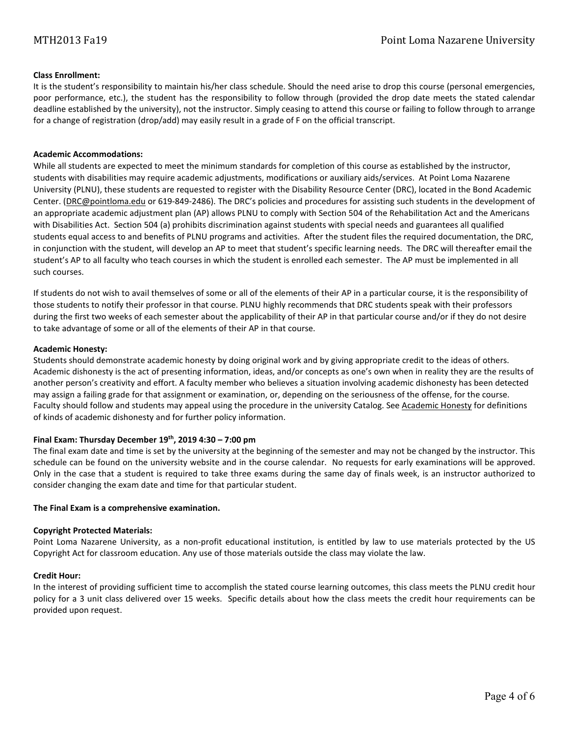**Class Enrollment:**
It is the student's responsibility to maintain his/her class schedule. Should the need arise to drop this course (personal emergencies, poor performance, etc.), the student has the responsibility to follow through (provided the drop date meets the stated calendar deadline established by the university), not the instructor. Simply ceasing to attend this course or failing to follow through to arrange for a change of registration (drop/add) may easily result in a grade of F on the official transcript.

**Academic Accommodations:**
While all students are expected to meet the minimum standards for completion of this course as established by the instructor, students with disabilities may require academic adjustments, modifications or auxiliary aids/services. At Point Loma Nazarene University (PLNU), these students are requested to register with the Disability Resource Center (DRC), located in the Bond Academic Center. (DRC@pointloma.edu or 619-849-2486). The DRC's policies and procedures for assisting such students in the development of an appropriate academic adjustment plan (AP) allows PLNU to comply with Section 504 of the Rehabilitation Act and the Americans with Disabilities Act. Section 504 (a) prohibits discrimination against students with special needs and guarantees all qualified students equal access to and benefits of PLNU programs and activities. After the student files the required documentation, the DRC, in conjunction with the student, will develop an AP to meet that student's specific learning needs. The DRC will thereafter email the student's AP to all faculty who teach courses in which the student is enrolled each semester. The AP must be implemented in all such courses.

If students do not wish to avail themselves of some or all of the elements of their AP in a particular course, it is the responsibility of those students to notify their professor in that course. PLNU highly recommends that DRC students speak with their professors during the first two weeks of each semester about the applicability of their AP in that particular course and/or if they do not desire to take advantage of some or all of the elements of their AP in that course.

**Academic Honesty:**
Students should demonstrate academic honesty by doing original work and by giving appropriate credit to the ideas of others. Academic dishonesty is the act of presenting information, ideas, and/or concepts as one's own when in reality they are the results of another person's creativity and effort. A faculty member who believes a situation involving academic dishonesty has been detected may assign a failing grade for that assignment or examination, or, depending on the seriousness of the offense, for the course. Faculty should follow and students may appeal using the procedure in the university Catalog. See Academic Honesty for definitions of kinds of academic dishonesty and for further policy information.

**Final Exam: Thursday December 19th, 2019 4:30 – 7:00 pm**
The final exam date and time is set by the university at the beginning of the semester and may not be changed by the instructor. This schedule can be found on the university website and in the course calendar. No requests for early examinations will be approved. Only in the case that a student is required to take three exams during the same day of finals week, is an instructor authorized to consider changing the exam date and time for that particular student.

**The Final Exam is a comprehensive examination.**

**Copyright Protected Materials:**
Point Loma Nazarene University, as a non-profit educational institution, is entitled by law to use materials protected by the US Copyright Act for classroom education. Any use of those materials outside the class may violate the law.

**Credit Hour:**
In the interest of providing sufficient time to accomplish the stated course learning outcomes, this class meets the PLNU credit hour policy for a 3 unit class delivered over 15 weeks. Specific details about how the class meets the credit hour requirements can be provided upon request.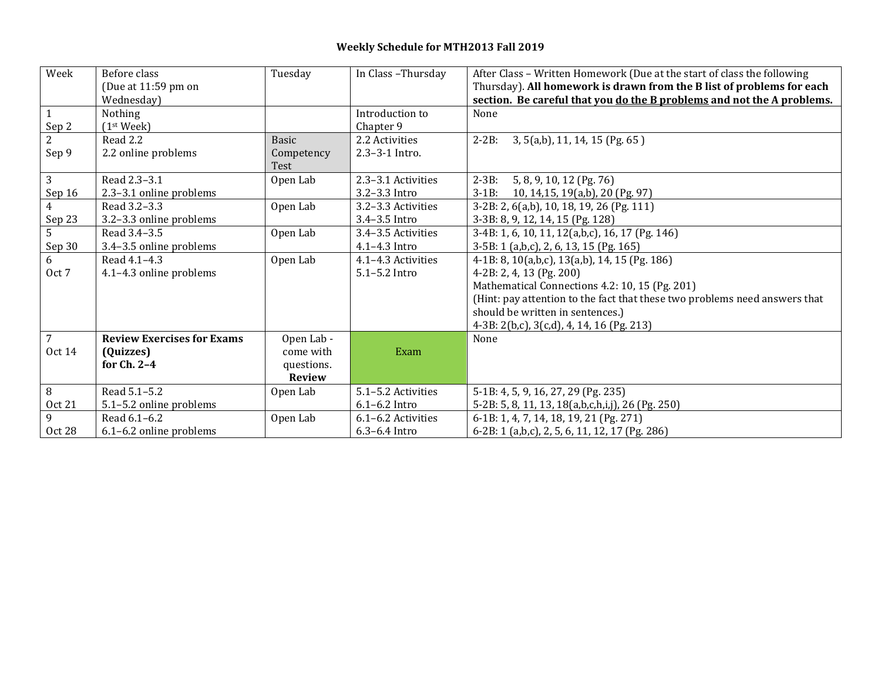# Weekly Schedule for MTH2013 Fall 2019

| Week | Before class (Due at 11:59 pm on Wednesday) | Tuesday | In Class –Thursday | After Class – Written Homework (Due at the start of class the following Thursday). **All homework is drawn from the B list of problems for each section. Be careful that you <u>do the B problems</u> and not the A problems.** |
|---|---|---|---|---|
| 1<br>Sep 2 | Nothing<br>(1st Week) | | Introduction to Chapter 9 | None |
| 2<br>Sep 9 | Read 2.2<br>2.2 online problems | Basic Competency Test | 2.2 Activities<br>2.3–3-1 Intro. | 2-2B: 3, 5(a,b), 11, 14, 15 (Pg. 65 ) |
| 3<br>Sep 16 | Read 2.3–3.1<br>2.3–3.1 online problems | Open Lab | 2.3–3.1 Activities<br>3.2–3.3 Intro | 2-3B: 5, 8, 9, 10, 12 (Pg. 76)<br>3-1B: 10, 14,15, 19(a,b), 20 (Pg. 97) |
| 4<br>Sep 23 | Read 3.2–3.3<br>3.2–3.3 online problems | Open Lab | 3.2–3.3 Activities<br>3.4–3.5 Intro | 3-2B: 2, 6(a,b), 10, 18, 19, 26 (Pg. 111)<br>3-3B: 8, 9, 12, 14, 15 (Pg. 128) |
| 5<br>Sep 30 | Read 3.4–3.5<br>3.4–3.5 online problems | Open Lab | 3.4–3.5 Activities<br>4.1–4.3 Intro | 3-4B: 1, 6, 10, 11, 12(a,b,c), 16, 17 (Pg. 146)<br>3-5B: 1 (a,b,c), 2, 6, 13, 15 (Pg. 165) |
| 6<br>Oct 7 | Read 4.1–4.3<br>4.1–4.3 online problems | Open Lab | 4.1–4.3 Activities<br>5.1–5.2 Intro | 4-1B: 8, 10(a,b,c), 13(a,b), 14, 15 (Pg. 186)<br>4-2B: 2, 4, 13 (Pg. 200)<br>Mathematical Connections 4.2: 10, 15 (Pg. 201)<br>(Hint: pay attention to the fact that these two problems need answers that should be written in sentences.)<br>4-3B: 2(b,c), 3(c,d), 4, 14, 16 (Pg. 213) |
| 7<br>Oct 14 | **Review Exercises for Exams (Quizzes) for Ch. 2–4** | Open Lab - come with questions. **Review** | Exam | None |
| 8<br>Oct 21 | Read 5.1–5.2<br>5.1–5.2 online problems | Open Lab | 5.1–5.2 Activities<br>6.1–6.2 Intro | 5-1B: 4, 5, 9, 16, 27, 29 (Pg. 235)<br>5-2B: 5, 8, 11, 13, 18(a,b,c,h,i,j), 26 (Pg. 250) |
| 9<br>Oct 28 | Read 6.1–6.2<br>6.1–6.2 online problems | Open Lab | 6.1–6.2 Activities<br>6.3–6.4 Intro | 6-1B: 1, 4, 7, 14, 18, 19, 21 (Pg. 271)<br>6-2B: 1 (a,b,c), 2, 5, 6, 11, 12, 17 (Pg. 286) |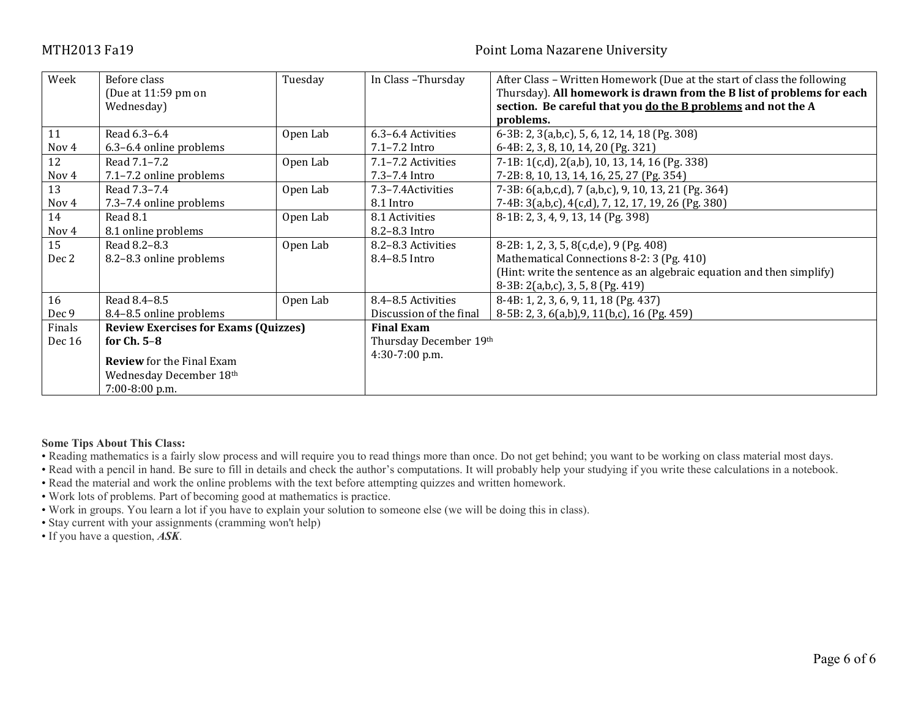| Week | Before class (Due at 11:59 pm on Wednesday) | Tuesday | In Class –Thursday | After Class – Written Homework (Due at the start of class the following Thursday). **All homework is drawn from the B list of problems for each section. Be careful that you do the B problems and not the A problems.** |
|---|---|---|---|---|
| 11<br>Nov 4 | Read 6.3–6.4<br>6.3–6.4 online problems | Open Lab | 6.3–6.4 Activities<br>7.1–7.2 Intro | 6-3B: 2, 3(a,b,c), 5, 6, 12, 14, 18 (Pg. 308)<br>6-4B: 2, 3, 8, 10, 14, 20 (Pg. 321) |
| 12<br>Nov 4 | Read 7.1–7.2<br>7.1–7.2 online problems | Open Lab | 7.1–7.2 Activities<br>7.3–7.4 Intro | 7-1B: 1(c,d), 2(a,b), 10, 13, 14, 16 (Pg. 338)<br>7-2B: 8, 10, 13, 14, 16, 25, 27 (Pg. 354) |
| 13<br>Nov 4 | Read 7.3–7.4<br>7.3–7.4 online problems | Open Lab | 7.3–7.4Activities<br>8.1 Intro | 7-3B: 6(a,b,c,d), 7 (a,b,c), 9, 10, 13, 21 (Pg. 364)<br>7-4B: 3(a,b,c), 4(c,d), 7, 12, 17, 19, 26 (Pg. 380) |
| 14<br>Nov 4 | Read 8.1<br>8.1 online problems | Open Lab | 8.1 Activities<br>8.2–8.3 Intro | 8-1B: 2, 3, 4, 9, 13, 14 (Pg. 398) |
| 15<br>Dec 2 | Read 8.2–8.3<br>8.2–8.3 online problems | Open Lab | 8.2–8.3 Activities<br>8.4–8.5 Intro | 8-2B: 1, 2, 3, 5, 8(c,d,e), 9 (Pg. 408)<br>Mathematical Connections 8-2: 3 (Pg. 410)<br>(Hint: write the sentence as an algebraic equation and then simplify)<br>8-3B: 2(a,b,c), 3, 5, 8 (Pg. 419) |
| 16<br>Dec 9 | Read 8.4–8.5<br>8.4–8.5 online problems | Open Lab | 8.4–8.5 Activities<br>Discussion of the final | 8-4B: 1, 2, 3, 6, 9, 11, 18 (Pg. 437)<br>8-5B: 2, 3, 6(a,b),9, 11(b,c), 16 (Pg. 459) |
| Finals<br>Dec 16 | **Review Exercises for Exams (Quizzes) for Ch. 5–8**<br>**Review** for the Final Exam<br>Wednesday December 18th<br>7:00-8:00 p.m. | | **Final Exam**<br>Thursday December 19th<br>4:30-7:00 p.m. | |

**Some Tips About This Class:**

- Reading mathematics is a fairly slow process and will require you to read things more than once. Do not get behind; you want to be working on class material most days.
- Read with a pencil in hand. Be sure to fill in details and check the author's computations. It will probably help your studying if you write these calculations in a notebook.
- Read the material and work the online problems with the text before attempting quizzes and written homework.
- Work lots of problems. Part of becoming good at mathematics is practice.
- Work in groups. You learn a lot if you have to explain your solution to someone else (we will be doing this in class).
- Stay current with your assignments (cramming won't help)
- If you have a question, ***ASK***.